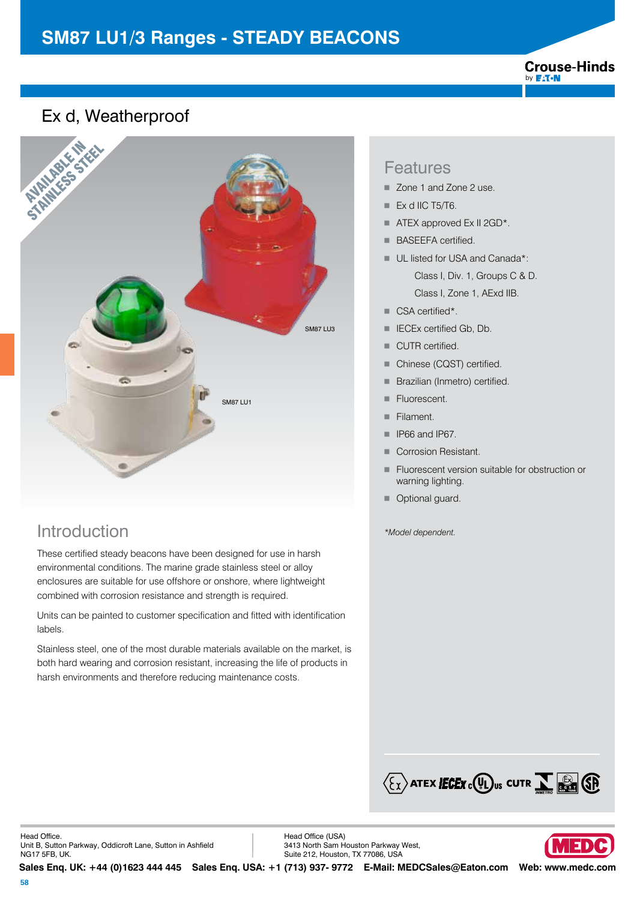# SM87 LU1/3 Ranges - STEADY BEACONS

## Ex d, Weatherproof

AVAILABLE IN STAINLESS STEEL

SM87 LU3

SM87 LU1

## Features

- Zone 1 and Zone 2 use.
- Ex d IIC T5/T6.
- ATEX approved Ex II 2GD*.
- BASEEFA certified.
- UL listed for USA and Canada*:
  - Class I, Div. 1, Groups C & D.
  - Class I, Zone 1, AExd IIB.
- CSA certified*.
- IECEx certified Gb, Db.
- CUTR certified.
- Chinese (CQST) certified.
- Brazilian (Inmetro) certified.
- Fluorescent.
- Filament.
- IP66 and IP67.
- Corrosion Resistant.
- Fluorescent version suitable for obstruction or warning lighting.
- Optional guard.

*\*Model dependent.*

## Introduction

These certified steady beacons have been designed for use in harsh environmental conditions. The marine grade stainless steel or alloy enclosures are suitable for use offshore or onshore, where lightweight combined with corrosion resistance and strength is required.

Units can be painted to customer specification and fitted with identification labels.

Stainless steel, one of the most durable materials available on the market, is both hard wearing and corrosion resistant, increasing the life of products in harsh environments and therefore reducing maintenance costs.

Head Office.
Unit B, Sutton Parkway, Oddicroft Lane, Sutton in Ashfield
NG17 5FB, UK.

Head Office (USA)
3413 North Sam Houston Parkway West,
Suite 212, Houston, TX 77086, USA

**Sales Enq. UK: +44 (0)1623 444 445  Sales Enq. USA: +1 (713) 937- 9772  E-Mail: MEDCSales@Eaton.com  Web: www.medc.com**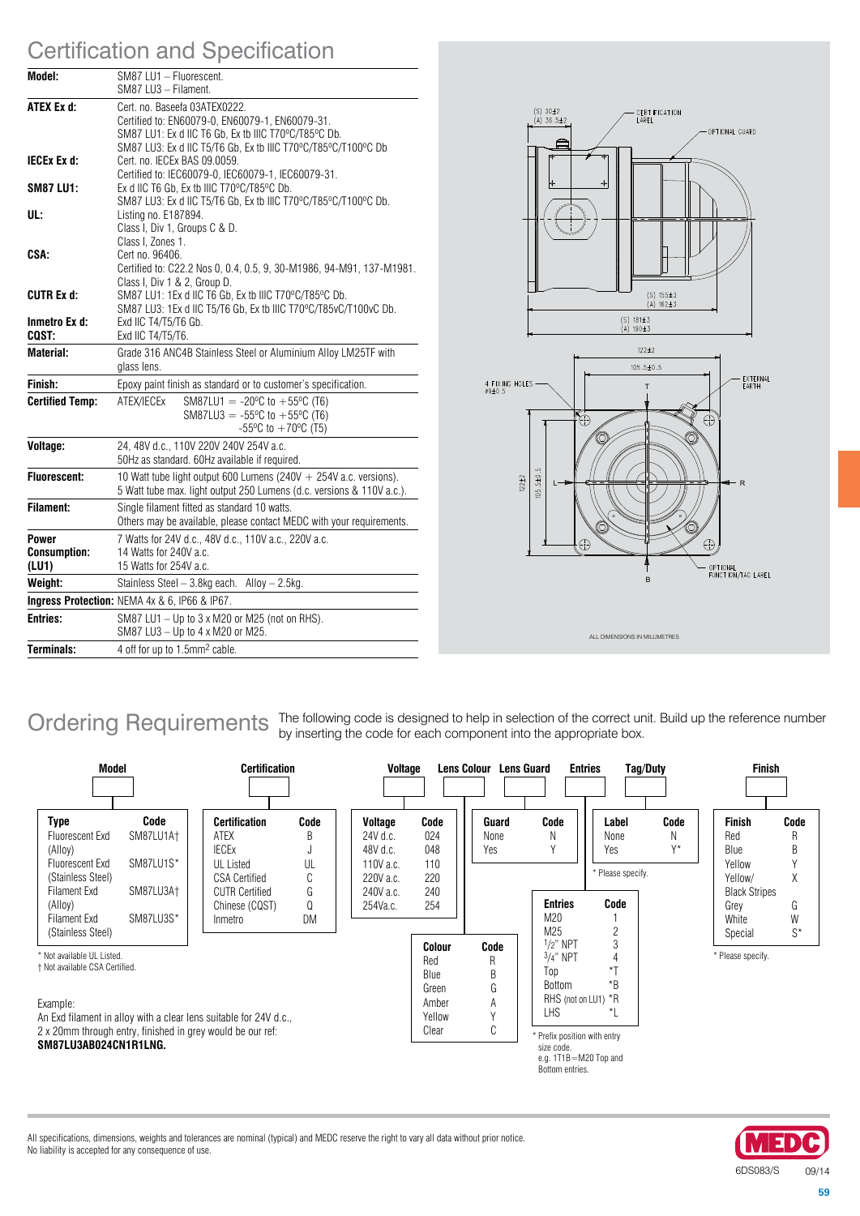# Certification and Specification

| | |
|---|---|
| **Model:** | SM87 LU1 – Fluorescent.<br>SM87 LU3 – Filament. |
| **ATEX Ex d:** | Cert. no. Baseefa 03ATEX0222.<br>Certified to: EN60079-0, EN60079-1, EN60079-31.<br>SM87 LU1: Ex d IIC T6 Gb, Ex tb IIIC T70ºC/T85ºC Db.<br>SM87 LU3: Ex d IIC T5/T6 Gb, Ex tb IIIC T70ºC/T85ºC/T100ºC Db |
| **IECEx Ex d:** | Cert. no. IECEx BAS 09.0059.<br>Certified to: IEC60079-0, IEC60079-1, IEC60079-31. |
| **SM87 LU1:** | Ex d IIC T6 Gb, Ex tb IIIC T70ºC/T85ºC Db.<br>SM87 LU3: Ex d IIC T5/T6 Gb, Ex tb IIIC T70ºC/T85ºC/T100ºC Db. |
| **UL:** | Listing no. E187894.<br>Class I, Div 1, Groups C & D.<br>Class I, Zones 1. |
| **CSA:** | Cert no. 96406.<br>Certified to: C22.2 Nos 0, 0.4, 0.5, 9, 30-M1986, 94-M91, 137-M1981.<br>Class I, Div 1 & 2, Group D. |
| **CUTR Ex d:** | SM87 LU1: 1Ex d IIC T6 Gb, Ex tb IIIC T70ºC/T85ºC Db.<br>SM87 LU3: 1Ex d IIC T5/T6 Gb, Ex tb IIIC T70ºC/T85vC/T100vC Db. |
| **Inmetro Ex d:** | Exd IIC T4/T5/T6 Gb. |
| **CQST:** | Exd IIC T4/T5/T6. |
| **Material:** | Grade 316 ANC4B Stainless Steel or Aluminium Alloy LM25TF with glass lens. |
| **Finish:** | Epoxy paint finish as standard or to customer's specification. |
| **Certified Temp:** | ATEX/IECEx SM87LU1 = -20ºC to +55ºC (T6)<br>SM87LU3 = -55ºC to +55ºC (T6)<br>-55ºC to +70ºC (T5) |
| **Voltage:** | 24, 48V d.c., 110V 220V 240V 254V a.c.<br>50Hz as standard. 60Hz available if required. |
| **Fluorescent:** | 10 Watt tube light output 600 Lumens (240V + 254V a.c. versions).<br>5 Watt tube max. light output 250 Lumens (d.c. versions & 110V a.c.). |
| **Filament:** | Single filament fitted as standard 10 watts.<br>Others may be available, please contact MEDC with your requirements. |
| **Power Consumption: (LU1)** | 7 Watts for 24V d.c., 48V d.c., 110V a.c., 220V a.c.<br>14 Watts for 240V a.c.<br>15 Watts for 254V a.c. |
| **Weight:** | Stainless Steel – 3.8kg each. Alloy – 2.5kg. |
| **Ingress Protection:** | NEMA 4x & 6, IP66 & IP67. |
| **Entries:** | SM87 LU1 – Up to 3 x M20 or M25 (not on RHS).<br>SM87 LU3 – Up to 4 x M20 or M25. |
| **Terminals:** | 4 off for up to 1.5mm² cable. |

(S) 30±2
(A) 36.5±2
CERTIFICATION LABEL
OPTIONAL GUARD
(S) 155±3
(A) 162±3
(S) 181±3
(A) 190±3
122±2
105.5±0.5
4 FIXING HOLES Ø8±0.5
EXTERNAL EARTH
T
L
R
B
122±2
105.5±0.5
OPTIONAL FUNCTION/TAG LABEL
ALL DIMENSIONS IN MILLIMETRES

# Ordering Requirements

The following code is designed to help in selection of the correct unit. Build up the reference number by inserting the code for each component into the appropriate box.

Model | Certification | Voltage | Lens Colour | Lens Guard | Entries | Tag/Duty | Finish

| Type | Code |
|---|---|
| Fluorescent Exd (Alloy) | SM87LU1A† |
| Fluorescent Exd (Stainless Steel) | SM87LU1S* |
| Filament Exd (Alloy) | SM87LU3A† |
| Filament Exd (Stainless Steel) | SM87LU3S* |

\* Not available UL Listed.
† Not available CSA Certified.

| Certification | Code |
|---|---|
| ATEX | B |
| IECEx | J |
| UL Listed | UL |
| CSA Certified | C |
| CUTR Certified | G |
| Chinese (CQST) | Q |
| Inmetro | DM |

| Voltage | Code |
|---|---|
| 24V d.c. | 024 |
| 48V d.c. | 048 |
| 110V a.c. | 110 |
| 220V a.c. | 220 |
| 240V a.c. | 240 |
| 254Va.c. | 254 |

| Colour | Code |
|---|---|
| Red | R |
| Blue | B |
| Green | G |
| Amber | A |
| Yellow | Y |
| Clear | C |

| Guard | Code |
|---|---|
| None | N |
| Yes | Y |

| Entries | Code |
|---|---|
| M20 | 1 |
| M25 | 2 |
| 1/2" NPT | 3 |
| 3/4" NPT | 4 |
| Top | *T |
| Bottom | *B |
| RHS (not on LU1) | *R |
| LHS | *L |

\* Prefix position with entry size code. e.g. 1T1B=M20 Top and Bottom entries.

| Label | Code |
|---|---|
| None | N |
| Yes | Y* |

\* Please specify.

| Finish | Code |
|---|---|
| Red | R |
| Blue | B |
| Yellow | Y |
| Yellow/ Black Stripes | X |
| Grey | G |
| White | W |
| Special | S* |

\* Please specify.

Example:
An Exd filament in alloy with a clear lens suitable for 24V d.c., 2 x 20mm through entry, finished in grey would be our ref:
**SM87LU3AB024CN1R1LNG.**

All specifications, dimensions, weights and tolerances are nominal (typical) and MEDC reserve the right to vary all data without prior notice.
No liability is accepted for any consequence of use.

6DS083/S 09/14